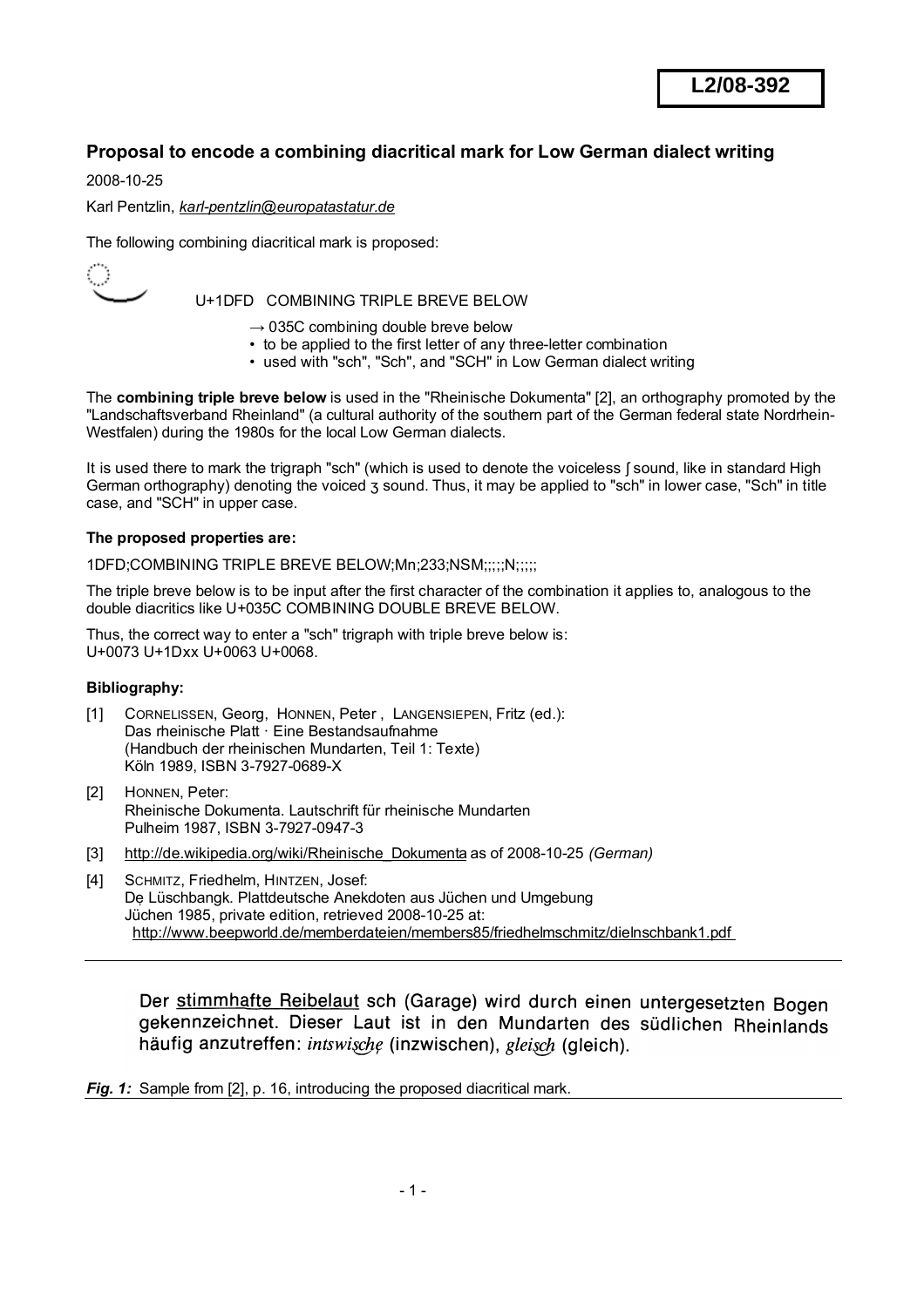**L2/08-392**

### Proposal to encode a combining diacritical mark for Low German dialect writing

2008-10-25

Karl Pentzlin, *karl-pentzlin@europatastatur.de*

The following combining diacritical mark is proposed:

U+1DFD COMBINING TRIPLE BREVE BELOW

→ 035C combining double breve below
- to be applied to the first letter of any three-letter combination
- used with "sch", "Sch", and "SCH" in Low German dialect writing

The **combining triple breve below** is used in the "Rheinische Dokumenta" [2], an orthography promoted by the "Landschaftsverband Rheinland" (a cultural authority of the southern part of the German federal state Nordrhein-Westfalen) during the 1980s for the local Low German dialects.

It is used there to mark the trigraph "sch" (which is used to denote the voiceless ʃ sound, like in standard High German orthography) denoting the voiced ʒ sound. Thus, it may be applied to "sch" in lower case, "Sch" in title case, and "SCH" in upper case.

**The proposed properties are:**

1DFD;COMBINING TRIPLE BREVE BELOW;Mn;233;NSM;;;;;N;;;;;

The triple breve below is to be input after the first character of the combination it applies to, analogous to the double diacritics like U+035C COMBINING DOUBLE BREVE BELOW.

Thus, the correct way to enter a "sch" trigraph with triple breve below is:
U+0073 U+1Dxx U+0063 U+0068.

**Bibliography:**

[1] CORNELISSEN, Georg, HONNEN, Peter , LANGENSIEPEN, Fritz (ed.):
Das rheinische Platt · Eine Bestandsaufnahme
(Handbuch der rheinischen Mundarten, Teil 1: Texte)
Köln 1989, ISBN 3-7927-0689-X

[2] HONNEN, Peter:
Rheinische Dokumenta. Lautschrift für rheinische Mundarten
Pulheim 1987, ISBN 3-7927-0947-3

[3] http://de.wikipedia.org/wiki/Rheinische_Dokumenta as of 2008-10-25 *(German)*

[4] SCHMITZ, Friedhelm, HINTZEN, Josef:
Dẹ Lüschbangk. Plattdeutsche Anekdoten aus Jüchen und Umgebung
Jüchen 1985, private edition, retrieved 2008-10-25 at:
http://www.beepworld.de/memberdateien/members85/friedhelmschmitz/dielnschbank1.pdf

---

Der stimmhafte Reibelaut sch (Garage) wird durch einen untergesetzten Bogen gekennzeichnet. Dieser Laut ist in den Mundarten des südlichen Rheinlands häufig anzutreffen: *intswische* (inzwischen), *gleisch* (gleich).

***Fig. 1:*** Sample from [2], p. 16, introducing the proposed diacritical mark.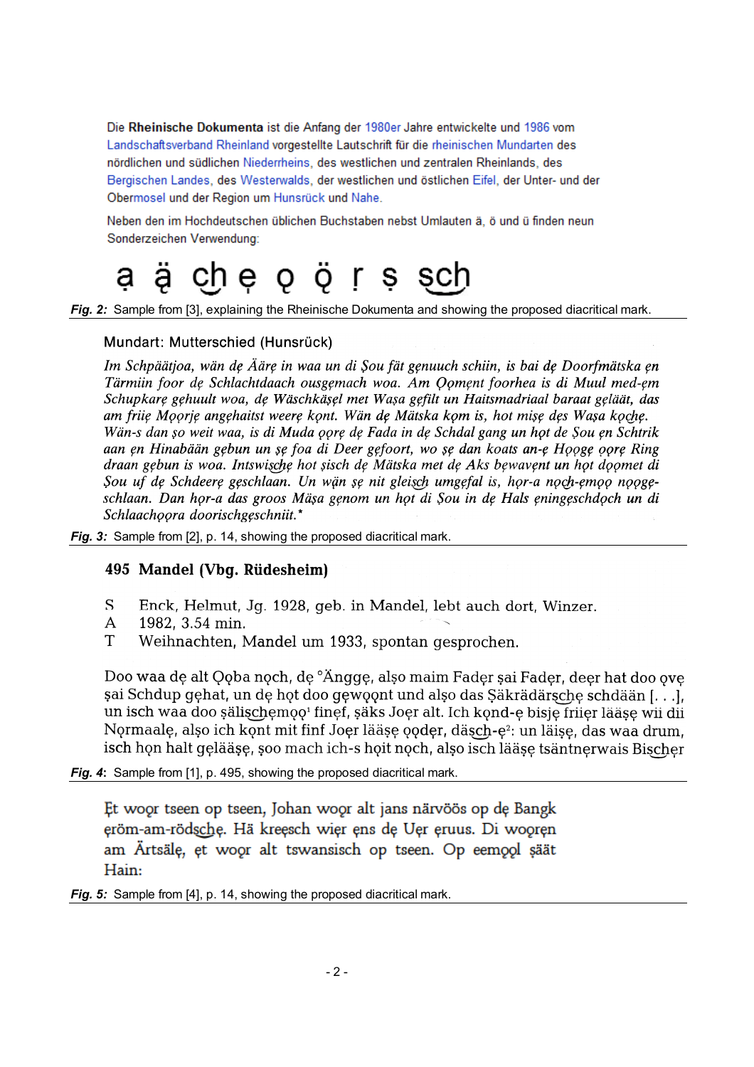Die **Rheinische Dokumenta** ist die Anfang der 1980er Jahre entwickelte und 1986 vom Landschaftsverband Rheinland vorgestellte Lautschrift für die rheinischen Mundarten des nördlichen und südlichen Niederrheins, des westlichen und zentralen Rheinlands, des Bergischen Landes, des Westerwalds, der westlichen und östlichen Eifel, der Unter- und der Obermosel und der Region um Hunsrück und Nahe.

Neben den im Hochdeutschen üblichen Buchstaben nebst Umlauten ä, ö und ü finden neun Sonderzeichen Verwendung:

ạ ạ̈ c͜h ẹ ǫ ǫ̈ ṛ ṣ sc͜h

***Fig. 2:*** Sample from [3], explaining the Rheinische Dokumenta and showing the proposed diacritical mark.

Mundart: Mutterschied (Hunsrück)

*Im Schpäätjoa, wän dẹ Äärẹ in waa un di Ṣou fät gẹnuuch schiin, is bai dẹ Doorfmätska ẹn Tärmiin foor dẹ Schlachtdaach ousgẹmach woa. Am Ǫmẹnt foorhea is di Muul med-ẹm Schupkarẹ gẹhuult woa, dẹ Wäschkäṣẹl met Waṣa gẹfilt un Haitsmadriaal baraat gẹläät, das am friịẹ Mǫǫrjẹ angẹhaitst weerẹ kǫnt. Wän dẹ Mätska kǫm is, hot miṣẹ dẹs Waṣa kọc͜hẹ. Wän-s dan ṣo weit waa, is di Muda ǫǫrẹ dẹ Fada in dẹ Schdal gang un hǫt de Ṣou ẹn Schtrik aan ẹn Hinabään gẹbun un ṣẹ foa di Deer gẹfoort, wo ṣẹ dan koats an-ẹ Hǫǫgẹ ǫǫrẹ Ring draan gẹbun is woa. Intswisc͜hẹ hot ṣisch dẹ Mätska met dẹ Aks bẹwavẹnt un hǫt dǫǫmet di Ṣou uf dẹ Schdeerẹ gẹschlaan. Un wạ̈n ṣẹ nit gleisc͜h umgẹfal is, hǫr-a nǫc͜h-ẹmǫǫ nǫǫgẹ-schlaan. Dan hǫr-a das groos Mäṣa gẹnom un hǫt di Ṣou in dẹ Hals ẹningẹschdǫch un di Schlaachǫǫra doorischgẹschniit.**

***Fig. 3:*** Sample from [2], p. 14, showing the proposed diacritical mark.

**495 Mandel (Vbg. Rüdesheim)**

S Enck, Helmut, Jg. 1928, geb. in Mandel, lebt auch dort, Winzer.
A 1982, 3.54 min.
T Weihnachten, Mandel um 1933, spontan gesprochen.

Doo waa dẹ alt Ǫǫba nǫch, dẹ °Änggẹ, alṣo maim Fadẹr ṣai Fadẹr, deẹr hat doo ǫvẹ ṣai Schdup gẹhat, un dẹ hǫt doo gẹwǫǫnt und alṣo das Ṣäkrädärsc͜hẹ schdään [. . .], un isch waa doo ṣälisc͜hẹmǫǫ[1] finẹf, ṣäks Joẹr alt. Ich kǫnd-ẹ bisjẹ friiẹr lääṣẹ wii dii Nǫrmaalẹ, alṣo ich kǫnt mit finf Joẹr lääṣẹ ǫǫdẹr, däsc͜h-ẹ[2]: un läiṣẹ, das waa drum, isch hǫn halt gẹlääṣẹ, ṣoo mach ich-s hǫit nǫch, alṣo isch lääṣẹ tsäntnẹrwais Bisc͜hẹr

***Fig. 4:*** Sample from [1], p. 495, showing the proposed diacritical mark.

Ẹt woọr tseen op tseen, Johan woọr alt jans närvöös op dẹ Bangk ẹröm-am-rödsc͜hẹ. Hä kreẹsch wiẹr ẹns dẹ Uẹr ẹruus. Di woọrẹn am Ärtsälẹ, ẹt woọr alt tswansisch op tseen. Op eemǫǫl ṣäät Hain:

***Fig. 5:*** Sample from [4], p. 14, showing the proposed diacritical mark.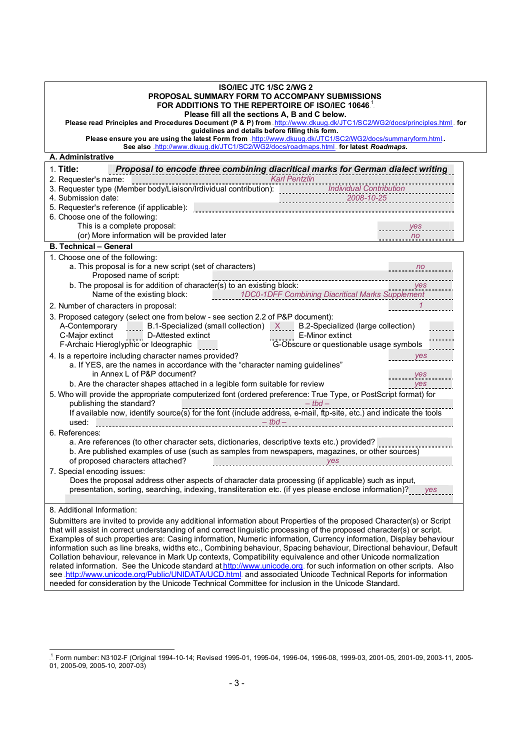**ISO/IEC JTC 1/SC 2/WG 2**
**PROPOSAL SUMMARY FORM TO ACCOMPANY SUBMISSIONS**
**FOR ADDITIONS TO THE REPERTOIRE OF ISO/IEC 10646**[1]
**Please fill all the sections A, B and C below.**

**Please read Principles and Procedures Document (P & P) from** http://www.dkuug.dk/JTC1/SC2/WG2/docs/principles.html **for guidelines and details before filling this form.**

**Please ensure you are using the latest Form from** http://www.dkuug.dk/JTC1/SC2/WG2/docs/summaryform.html**.**

**See also** http://www.dkuug.dk/JTC1/SC2/WG2/docs/roadmaps.html **for latest** ***Roadmaps*****.**

## A. Administrative

1. **Title:** ***Proposal to encode three combining diacritical marks for German dialect writing***
2. Requester's name: *Karl Pentzlin*
3. Requester type (Member body/Liaison/Individual contribution): *Individual Contribution*
4. Submission date: *2008-10-25*
5. Requester's reference (if applicable):
6. Choose one of the following:
   - This is a complete proposal: *yes*
   - (or) More information will be provided later: *no*

## B. Technical – General

1. Choose one of the following:
   - a. This proposal is for a new script (set of characters): *no*
     - Proposed name of script:
   - b. The proposal is for addition of character(s) to an existing block: *yes*
     - Name of the existing block: *1DC0-1DFF Combining Diacritical Marks Supplement*
2. Number of characters in proposal: *1*
3. Proposed category (select one from below - see section 2.2 of P&P document):
   - A-Contemporary
   - B.1-Specialized (small collection): *X*
   - B.2-Specialized (large collection)
   - C-Major extinct
   - D-Attested extinct
   - E-Minor extinct
   - F-Archaic Hieroglyphic or Ideographic
   - G-Obscure or questionable usage symbols
4. Is a repertoire including character names provided? *yes*
   - a. If YES, are the names in accordance with the "character naming guidelines" in Annex L of P&P document? *yes*
   - b. Are the character shapes attached in a legible form suitable for review: *yes*
5. Who will provide the appropriate computerized font (ordered preference: True Type, or PostScript format) for publishing the standard? *– tbd –*

   If available now, identify source(s) for the font (include address, e-mail, ftp-site, etc.) and indicate the tools used: *– tbd –*
6. References:
   - a. Are references (to other character sets, dictionaries, descriptive texts etc.) provided?
   - b. Are published examples of use (such as samples from newspapers, magazines, or other sources) of proposed characters attached? *yes*
7. Special encoding issues:

   Does the proposal address other aspects of character data processing (if applicable) such as input, presentation, sorting, searching, indexing, transliteration etc. (if yes please enclose information)? *yes*

8. Additional Information:

Submitters are invited to provide any additional information about Properties of the proposed Character(s) or Script that will assist in correct understanding of and correct linguistic processing of the proposed character(s) or script. Examples of such properties are: Casing information, Numeric information, Currency information, Display behaviour information such as line breaks, widths etc., Combining behaviour, Spacing behaviour, Directional behaviour, Default Collation behaviour, relevance in Mark Up contexts, Compatibility equivalence and other Unicode normalization related information. See the Unicode standard at http://www.unicode.org for such information on other scripts. Also see http://www.unicode.org/Public/UNIDATA/UCD.html and associated Unicode Technical Reports for information needed for consideration by the Unicode Technical Committee for inclusion in the Unicode Standard.

---

[1] Form number: N3102-F (Original 1994-10-14; Revised 1995-01, 1995-04, 1996-04, 1996-08, 1999-03, 2001-05, 2001-09, 2003-11, 2005-01, 2005-09, 2005-10, 2007-03)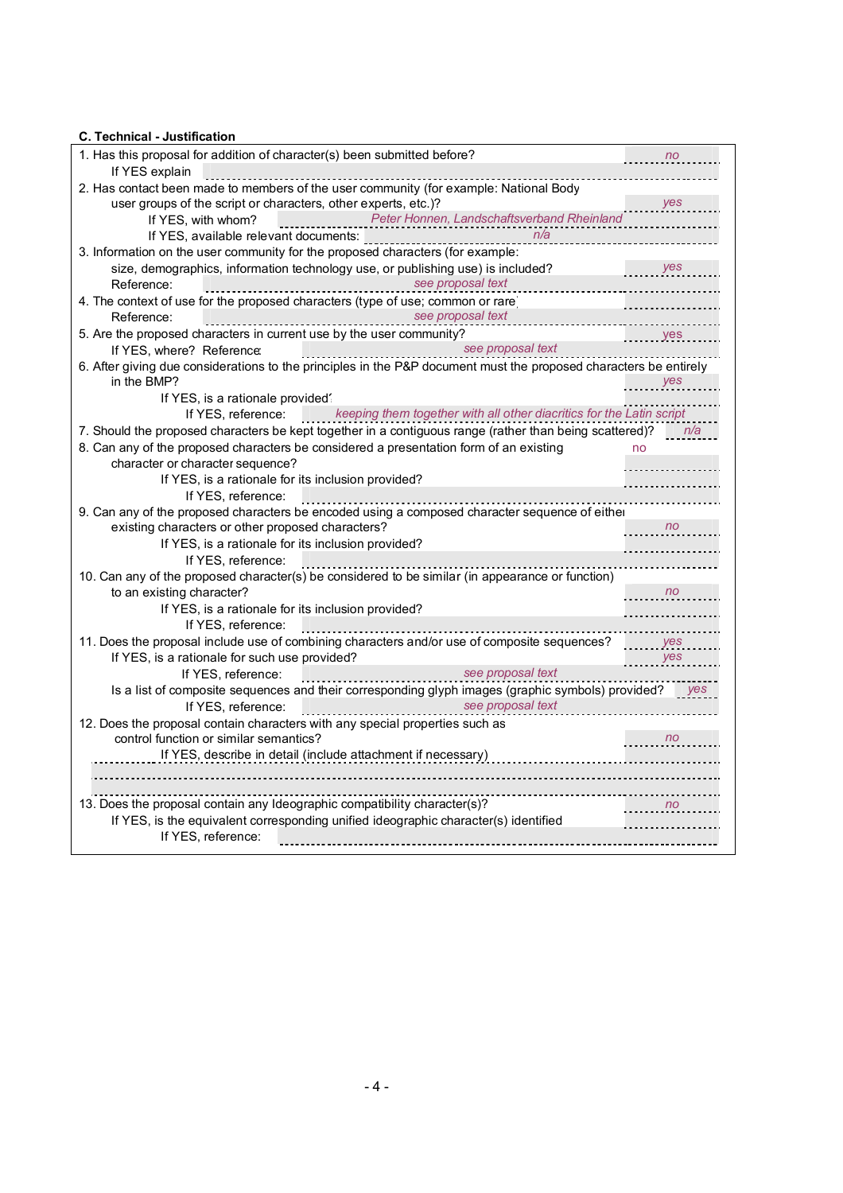**C. Technical - Justification**

1. Has this proposal for addition of character(s) been submitted before? *no*
   If YES explain
2. Has contact been made to members of the user community (for example: National Body user groups of the script or characters, other experts, etc.)? *yes*
   If YES, with whom? *Peter Honnen, Landschaftsverband Rheinland*
   If YES, available relevant documents: *n/a*
3. Information on the user community for the proposed characters (for example: size, demographics, information technology use, or publishing use) is included? *yes*
   Reference: *see proposal text*
4. The context of use for the proposed characters (type of use; common or rare)
   Reference: *see proposal text*
5. Are the proposed characters in current use by the user community? *yes*
   If YES, where? Reference: *see proposal text*
6. After giving due considerations to the principles in the P&P document must the proposed characters be entirely in the BMP? *yes*
   If YES, is a rationale provided?
   If YES, reference: *keeping them together with all other diacritics for the Latin script*
7. Should the proposed characters be kept together in a contiguous range (rather than being scattered)? *n/a*
8. Can any of the proposed characters be considered a presentation form of an existing character or character sequence? no
   If YES, is a rationale for its inclusion provided?
   If YES, reference:
9. Can any of the proposed characters be encoded using a composed character sequence of either existing characters or other proposed characters? *no*
   If YES, is a rationale for its inclusion provided?
   If YES, reference:
10. Can any of the proposed character(s) be considered to be similar (in appearance or function) to an existing character? *no*
    If YES, is a rationale for its inclusion provided?
    If YES, reference:
11. Does the proposal include use of combining characters and/or use of composite sequences? *yes*
    If YES, is a rationale for such use provided? *yes*
    If YES, reference: *see proposal text*
    Is a list of composite sequences and their corresponding glyph images (graphic symbols) provided? *yes*
    If YES, reference: *see proposal text*
12. Does the proposal contain characters with any special properties such as control function or similar semantics? *no*
    If YES, describe in detail (include attachment if necessary)
13. Does the proposal contain any Ideographic compatibility character(s)? *no*
    If YES, is the equivalent corresponding unified ideographic character(s) identified
    If YES, reference: